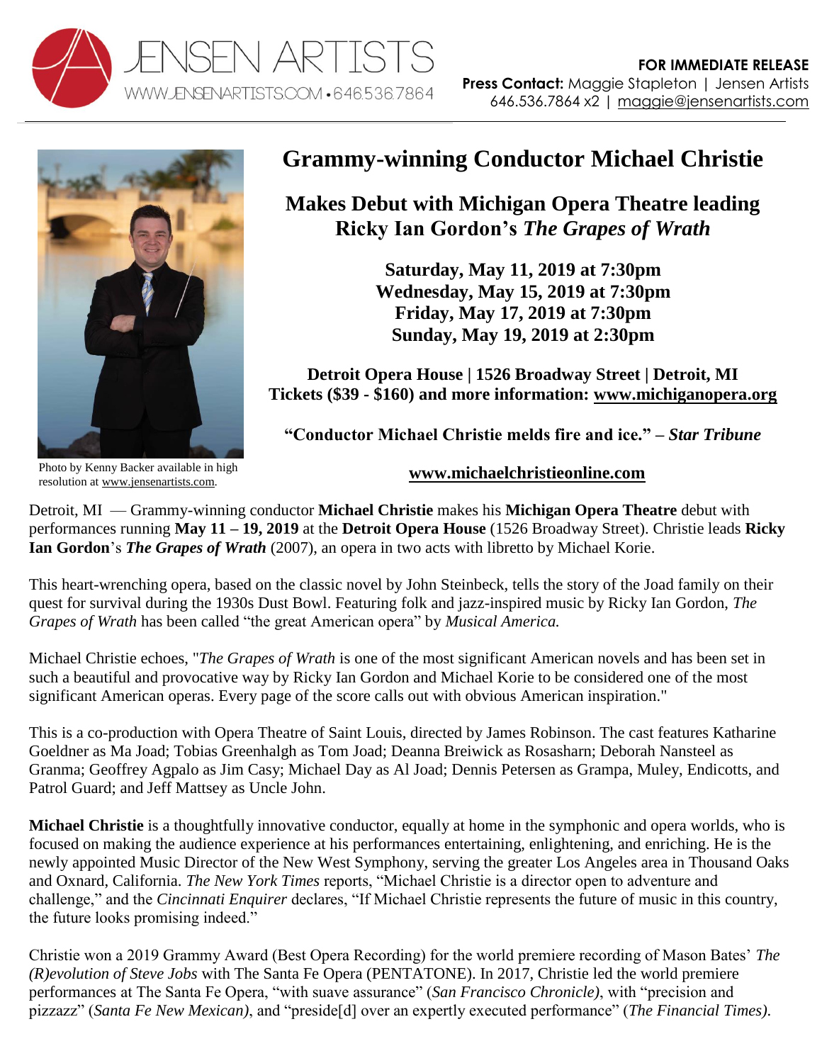**FOR IMMEDIATE RELEASE**
**Press Contact:** Maggie Stapleton | Jensen Artists
646.536.7864 x2 | maggie@jensenartists.com

JENSEN ARTISTS
WWW.JENSENARTISTS.COM • 646.536.7864

# Grammy-winning Conductor Michael Christie

## Makes Debut with Michigan Opera Theatre leading Ricky Ian Gordon's *The Grapes of Wrath*

**Saturday, May 11, 2019 at 7:30pm**
**Wednesday, May 15, 2019 at 7:30pm**
**Friday, May 17, 2019 at 7:30pm**
**Sunday, May 19, 2019 at 2:30pm**

**Detroit Opera House | 1526 Broadway Street | Detroit, MI**
**Tickets ($39 - $160) and more information: www.michiganopera.org**

**"Conductor Michael Christie melds fire and ice." – *Star Tribune***

**www.michaelchristieonline.com**

Photo by Kenny Backer available in high resolution at www.jensenartists.com.

Detroit, MI — Grammy-winning conductor **Michael Christie** makes his **Michigan Opera Theatre** debut with performances running **May 11 – 19, 2019** at the **Detroit Opera House** (1526 Broadway Street). Christie leads **Ricky Ian Gordon**'s ***The Grapes of Wrath*** (2007), an opera in two acts with libretto by Michael Korie.

This heart-wrenching opera, based on the classic novel by John Steinbeck, tells the story of the Joad family on their quest for survival during the 1930s Dust Bowl. Featuring folk and jazz-inspired music by Ricky Ian Gordon, *The Grapes of Wrath* has been called "the great American opera" by *Musical America.*

Michael Christie echoes, "*The Grapes of Wrath* is one of the most significant American novels and has been set in such a beautiful and provocative way by Ricky Ian Gordon and Michael Korie to be considered one of the most significant American operas. Every page of the score calls out with obvious American inspiration."

This is a co-production with Opera Theatre of Saint Louis, directed by James Robinson. The cast features Katharine Goeldner as Ma Joad; Tobias Greenhalgh as Tom Joad; Deanna Breiwick as Rosasharn; Deborah Nansteel as Granma; Geoffrey Agpalo as Jim Casy; Michael Day as Al Joad; Dennis Petersen as Grampa, Muley, Endicotts, and Patrol Guard; and Jeff Mattsey as Uncle John.

**Michael Christie** is a thoughtfully innovative conductor, equally at home in the symphonic and opera worlds, who is focused on making the audience experience at his performances entertaining, enlightening, and enriching. He is the newly appointed Music Director of the New West Symphony, serving the greater Los Angeles area in Thousand Oaks and Oxnard, California. *The New York Times* reports, "Michael Christie is a director open to adventure and challenge," and the *Cincinnati Enquirer* declares, "If Michael Christie represents the future of music in this country, the future looks promising indeed."

Christie won a 2019 Grammy Award (Best Opera Recording) for the world premiere recording of Mason Bates' *The (R)evolution of Steve Jobs* with The Santa Fe Opera (PENTATONE). In 2017, Christie led the world premiere performances at The Santa Fe Opera, "with suave assurance" (*San Francisco Chronicle)*, with "precision and pizzazz" (*Santa Fe New Mexican)*, and "preside[d] over an expertly executed performance" (*The Financial Times).*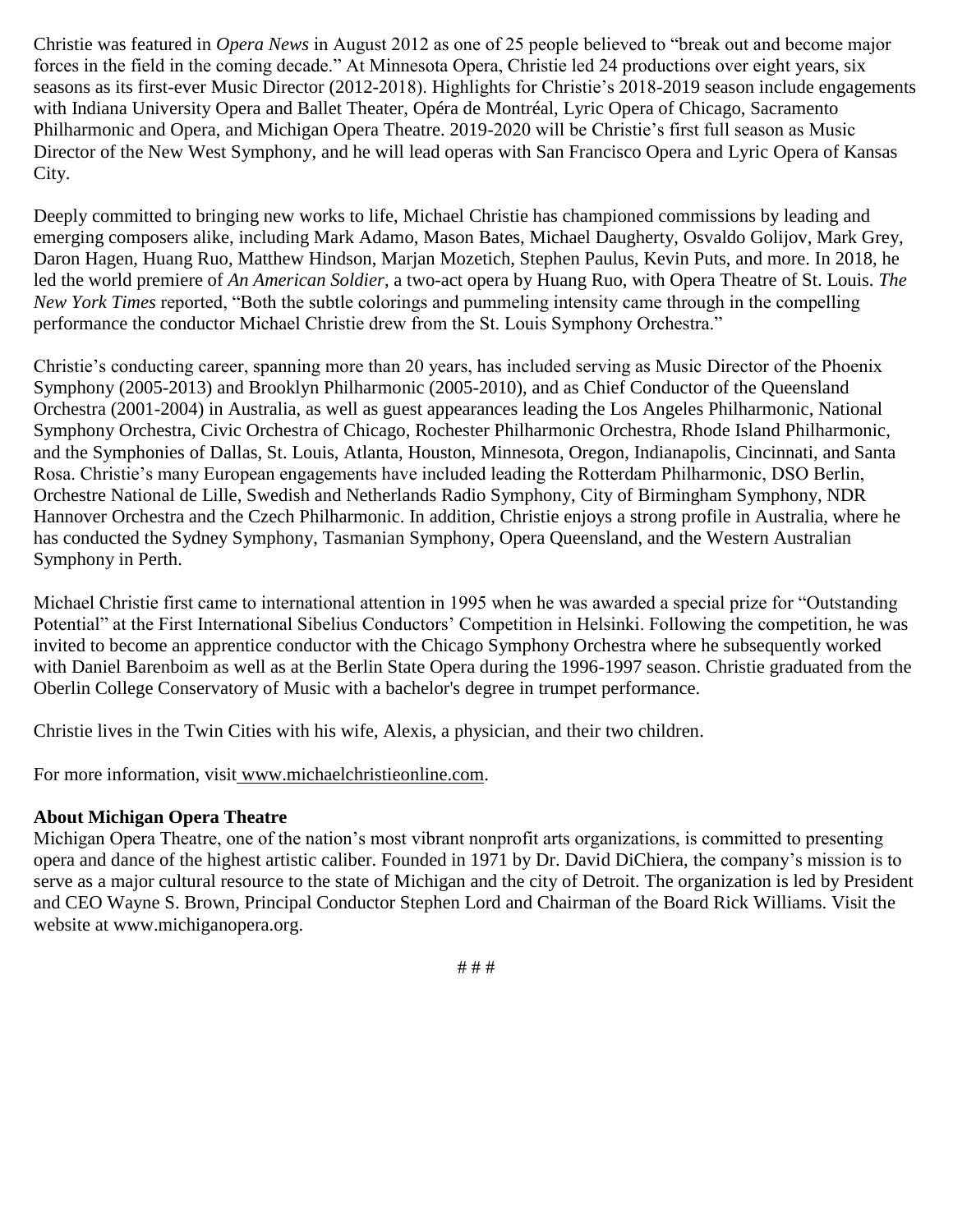Christie was featured in *Opera News* in August 2012 as one of 25 people believed to "break out and become major forces in the field in the coming decade." At Minnesota Opera, Christie led 24 productions over eight years, six seasons as its first-ever Music Director (2012-2018). Highlights for Christie's 2018-2019 season include engagements with Indiana University Opera and Ballet Theater, Opéra de Montréal, Lyric Opera of Chicago, Sacramento Philharmonic and Opera, and Michigan Opera Theatre. 2019-2020 will be Christie's first full season as Music Director of the New West Symphony, and he will lead operas with San Francisco Opera and Lyric Opera of Kansas City.

Deeply committed to bringing new works to life, Michael Christie has championed commissions by leading and emerging composers alike, including Mark Adamo, Mason Bates, Michael Daugherty, Osvaldo Golijov, Mark Grey, Daron Hagen, Huang Ruo, Matthew Hindson, Marjan Mozetich, Stephen Paulus, Kevin Puts, and more. In 2018, he led the world premiere of *An American Soldier*, a two-act opera by Huang Ruo, with Opera Theatre of St. Louis. *The New York Times* reported, "Both the subtle colorings and pummeling intensity came through in the compelling performance the conductor Michael Christie drew from the St. Louis Symphony Orchestra."

Christie's conducting career, spanning more than 20 years, has included serving as Music Director of the Phoenix Symphony (2005-2013) and Brooklyn Philharmonic (2005-2010), and as Chief Conductor of the Queensland Orchestra (2001-2004) in Australia, as well as guest appearances leading the Los Angeles Philharmonic, National Symphony Orchestra, Civic Orchestra of Chicago, Rochester Philharmonic Orchestra, Rhode Island Philharmonic, and the Symphonies of Dallas, St. Louis, Atlanta, Houston, Minnesota, Oregon, Indianapolis, Cincinnati, and Santa Rosa. Christie's many European engagements have included leading the Rotterdam Philharmonic, DSO Berlin, Orchestre National de Lille, Swedish and Netherlands Radio Symphony, City of Birmingham Symphony, NDR Hannover Orchestra and the Czech Philharmonic. In addition, Christie enjoys a strong profile in Australia, where he has conducted the Sydney Symphony, Tasmanian Symphony, Opera Queensland, and the Western Australian Symphony in Perth.

Michael Christie first came to international attention in 1995 when he was awarded a special prize for "Outstanding Potential" at the First International Sibelius Conductors' Competition in Helsinki. Following the competition, he was invited to become an apprentice conductor with the Chicago Symphony Orchestra where he subsequently worked with Daniel Barenboim as well as at the Berlin State Opera during the 1996-1997 season. Christie graduated from the Oberlin College Conservatory of Music with a bachelor's degree in trumpet performance.

Christie lives in the Twin Cities with his wife, Alexis, a physician, and their two children.

For more information, visit www.michaelchristieonline.com.

**About Michigan Opera Theatre**

Michigan Opera Theatre, one of the nation's most vibrant nonprofit arts organizations, is committed to presenting opera and dance of the highest artistic caliber. Founded in 1971 by Dr. David DiChiera, the company's mission is to serve as a major cultural resource to the state of Michigan and the city of Detroit. The organization is led by President and CEO Wayne S. Brown, Principal Conductor Stephen Lord and Chairman of the Board Rick Williams. Visit the website at www.michiganopera.org.

# # #